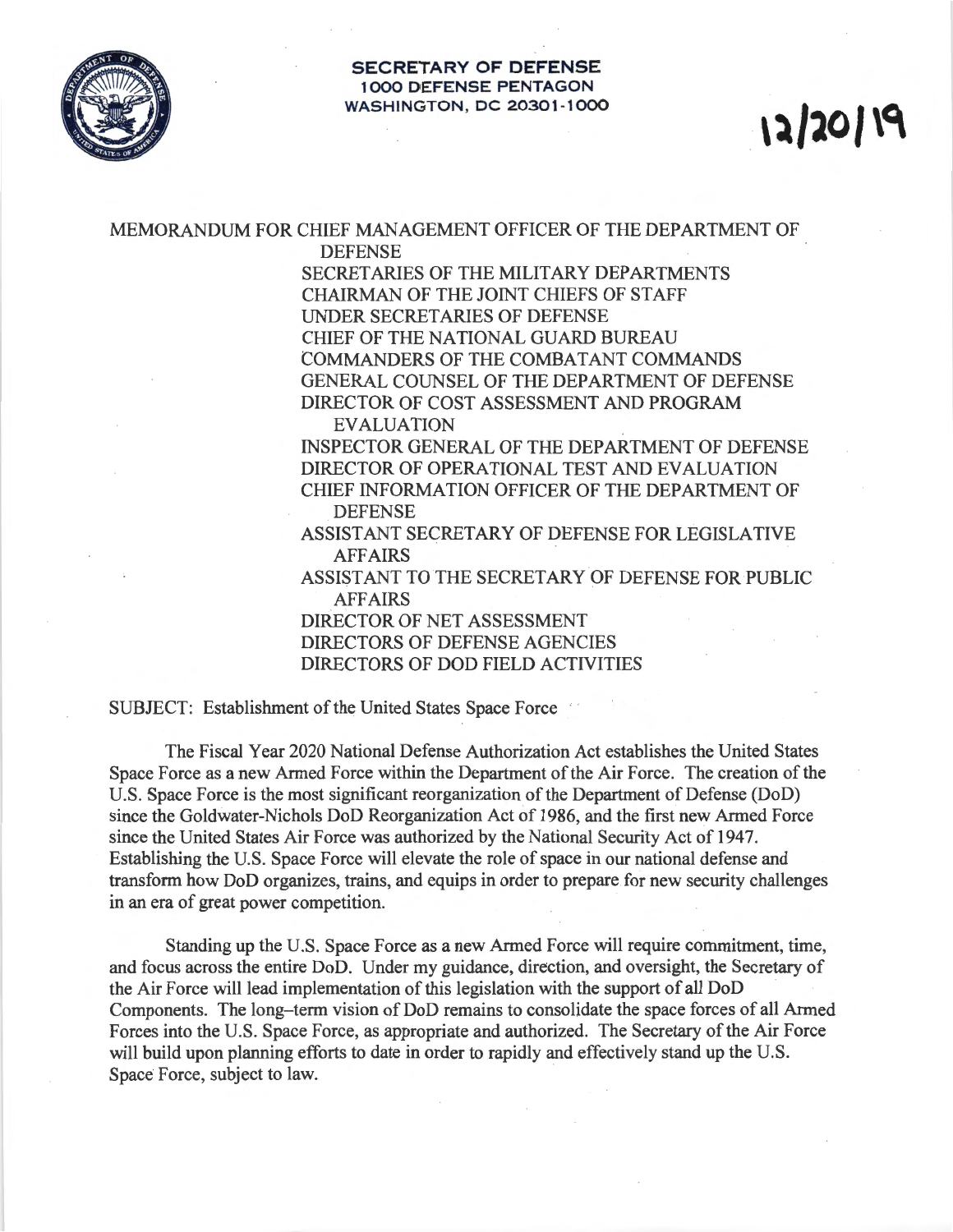**SECRETARY OF DEFENSE**
**1000 DEFENSE PENTAGON**
**WASHINGTON, DC 20301-1000**

12/20/19

MEMORANDUM FOR CHIEF MANAGEMENT OFFICER OF THE DEPARTMENT OF DEFENSE
SECRETARIES OF THE MILITARY DEPARTMENTS
CHAIRMAN OF THE JOINT CHIEFS OF STAFF
UNDER SECRETARIES OF DEFENSE
CHIEF OF THE NATIONAL GUARD BUREAU
COMMANDERS OF THE COMBATANT COMMANDS
GENERAL COUNSEL OF THE DEPARTMENT OF DEFENSE
DIRECTOR OF COST ASSESSMENT AND PROGRAM EVALUATION
INSPECTOR GENERAL OF THE DEPARTMENT OF DEFENSE
DIRECTOR OF OPERATIONAL TEST AND EVALUATION
CHIEF INFORMATION OFFICER OF THE DEPARTMENT OF DEFENSE
ASSISTANT SECRETARY OF DEFENSE FOR LEGISLATIVE AFFAIRS
ASSISTANT TO THE SECRETARY OF DEFENSE FOR PUBLIC AFFAIRS
DIRECTOR OF NET ASSESSMENT
DIRECTORS OF DEFENSE AGENCIES
DIRECTORS OF DOD FIELD ACTIVITIES

SUBJECT: Establishment of the United States Space Force

The Fiscal Year 2020 National Defense Authorization Act establishes the United States Space Force as a new Armed Force within the Department of the Air Force. The creation of the U.S. Space Force is the most significant reorganization of the Department of Defense (DoD) since the Goldwater-Nichols DoD Reorganization Act of 1986, and the first new Armed Force since the United States Air Force was authorized by the National Security Act of 1947. Establishing the U.S. Space Force will elevate the role of space in our national defense and transform how DoD organizes, trains, and equips in order to prepare for new security challenges in an era of great power competition.

Standing up the U.S. Space Force as a new Armed Force will require commitment, time, and focus across the entire DoD. Under my guidance, direction, and oversight, the Secretary of the Air Force will lead implementation of this legislation with the support of all DoD Components. The long–term vision of DoD remains to consolidate the space forces of all Armed Forces into the U.S. Space Force, as appropriate and authorized. The Secretary of the Air Force will build upon planning efforts to date in order to rapidly and effectively stand up the U.S. Space Force, subject to law.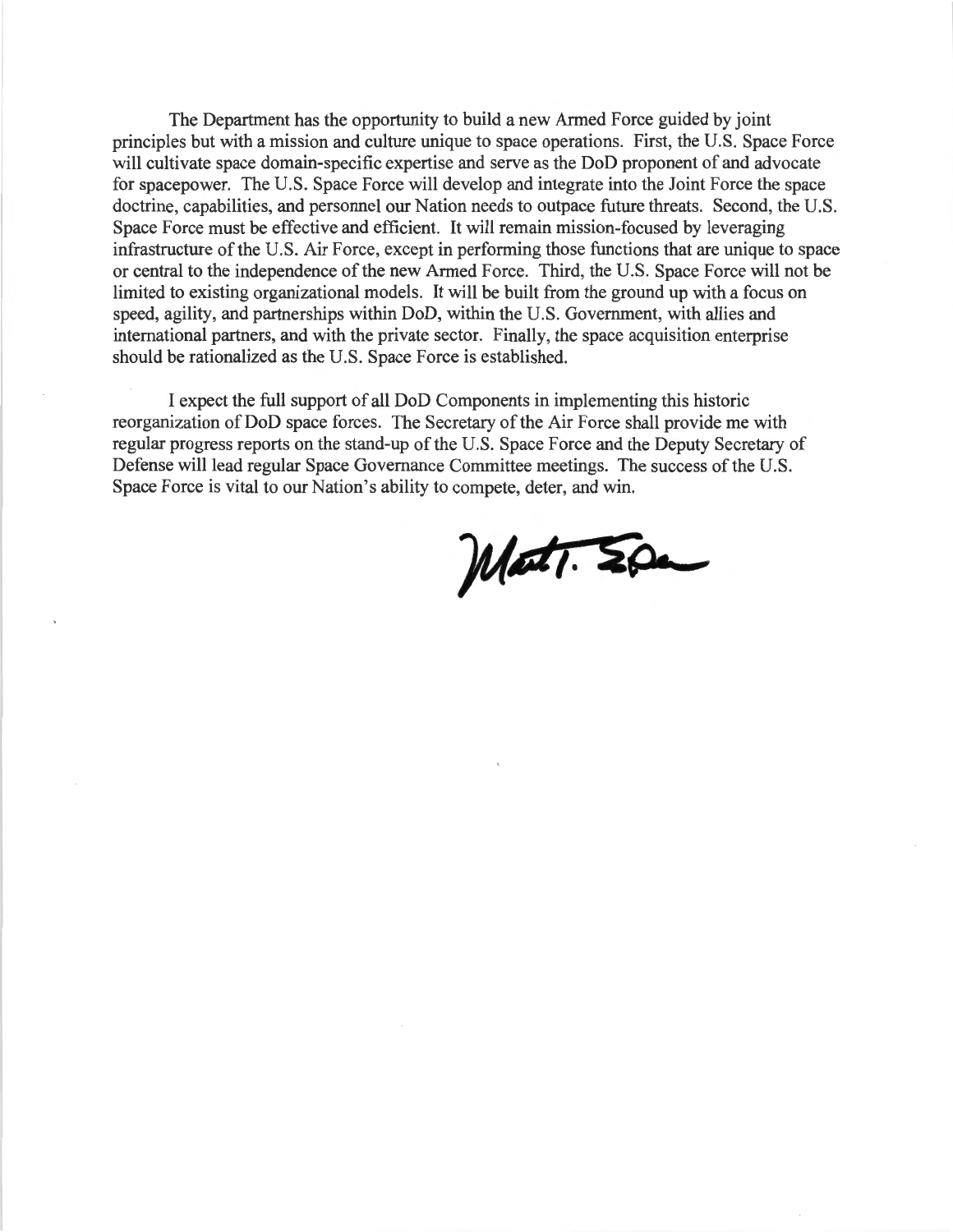The Department has the opportunity to build a new Armed Force guided by joint principles but with a mission and culture unique to space operations. First, the U.S. Space Force will cultivate space domain-specific expertise and serve as the DoD proponent of and advocate for spacepower. The U.S. Space Force will develop and integrate into the Joint Force the space doctrine, capabilities, and personnel our Nation needs to outpace future threats. Second, the U.S. Space Force must be effective and efficient. It will remain mission-focused by leveraging infrastructure of the U.S. Air Force, except in performing those functions that are unique to space or central to the independence of the new Armed Force. Third, the U.S. Space Force will not be limited to existing organizational models. It will be built from the ground up with a focus on speed, agility, and partnerships within DoD, within the U.S. Government, with allies and international partners, and with the private sector. Finally, the space acquisition enterprise should be rationalized as the U.S. Space Force is established.

I expect the full support of all DoD Components in implementing this historic reorganization of DoD space forces. The Secretary of the Air Force shall provide me with regular progress reports on the stand-up of the U.S. Space Force and the Deputy Secretary of Defense will lead regular Space Governance Committee meetings. The success of the U.S. Space Force is vital to our Nation's ability to compete, deter, and win.